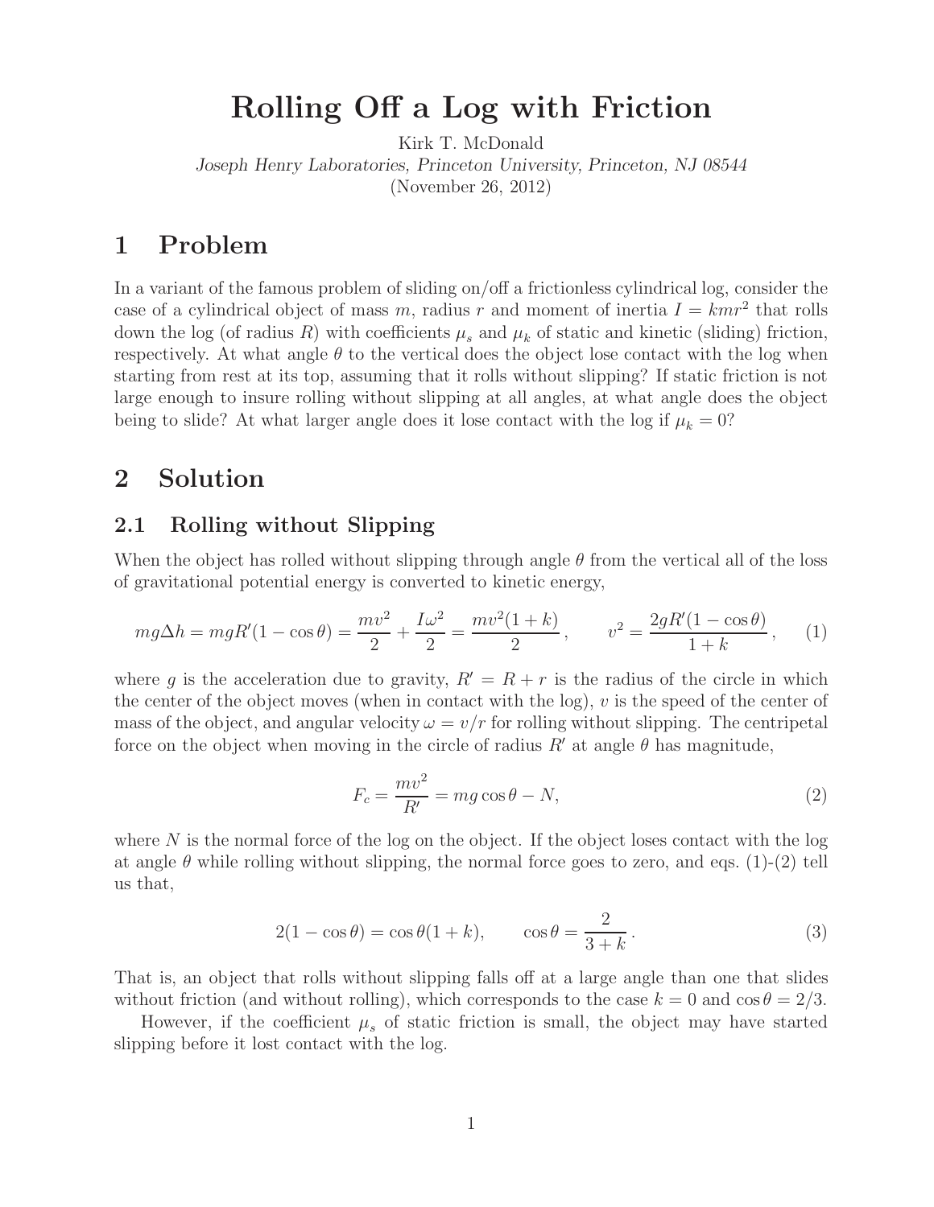# Rolling Off a Log with Friction

Kirk T. McDonald

*Joseph Henry Laboratories, Princeton University, Princeton, NJ 08544*

(November 26, 2012)

## 1 Problem

In a variant of the famous problem of sliding on/off a frictionless cylindrical log, consider the case of a cylindrical object of mass $m$, radius $r$ and moment of inertia $I = kmr^2$ that rolls down the log (of radius $R$) with coefficients $\mu_s$ and $\mu_k$ of static and kinetic (sliding) friction, respectively. At what angle $\theta$ to the vertical does the object lose contact with the log when starting from rest at its top, assuming that it rolls without slipping? If static friction is not large enough to insure rolling without slipping at all angles, at what angle does the object being to slide? At what larger angle does it lose contact with the log if $\mu_k = 0$?

## 2 Solution

### 2.1 Rolling without Slipping

When the object has rolled without slipping through angle $\theta$ from the vertical all of the loss of gravitational potential energy is converted to kinetic energy,

$$mg\Delta h = mgR'(1 - \cos\theta) = \frac{mv^2}{2} + \frac{I\omega^2}{2} = \frac{mv^2(1+k)}{2}, \qquad v^2 = \frac{2gR'(1-\cos\theta)}{1+k}, \qquad (1)$$

where $g$ is the acceleration due to gravity, $R' = R + r$ is the radius of the circle in which the center of the object moves (when in contact with the log), $v$ is the speed of the center of mass of the object, and angular velocity $\omega = v/r$ for rolling without slipping. The centripetal force on the object when moving in the circle of radius $R'$ at angle $\theta$ has magnitude,

$$F_c = \frac{mv^2}{R'} = mg\cos\theta - N, \qquad (2)$$

where $N$ is the normal force of the log on the object. If the object loses contact with the log at angle $\theta$ while rolling without slipping, the normal force goes to zero, and eqs. (1)-(2) tell us that,

$$2(1 - \cos\theta) = \cos\theta(1 + k), \qquad \cos\theta = \frac{2}{3+k}. \qquad (3)$$

That is, an object that rolls without slipping falls off at a large angle than one that slides without friction (and without rolling), which corresponds to the case $k = 0$ and $\cos\theta = 2/3$.

However, if the coefficient $\mu_s$ of static friction is small, the object may have started slipping before it lost contact with the log.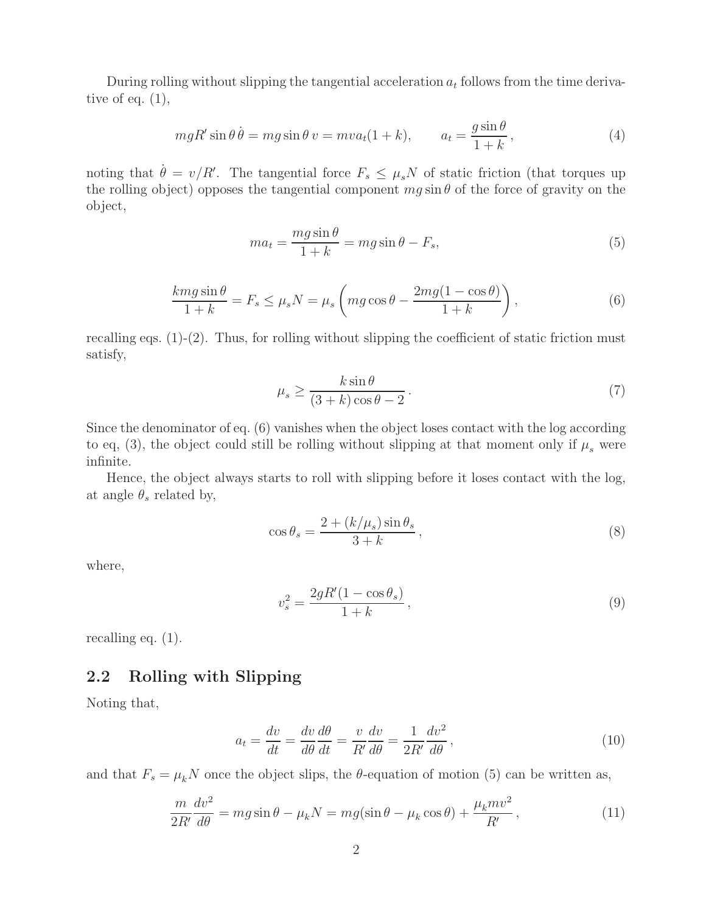During rolling without slipping the tangential acceleration $a_t$ follows from the time derivative of eq. (1),

$$mgR' \sin\theta\, \dot{\theta} = mg \sin\theta\, v = mva_t(1+k), \qquad a_t = \frac{g \sin\theta}{1+k}\,, \tag{4}$$

noting that $\dot{\theta} = v/R'$. The tangential force $F_s \le \mu_s N$ of static friction (that torques up the rolling object) opposes the tangential component $mg \sin\theta$ of the force of gravity on the object,

$$ma_t = \frac{mg \sin\theta}{1+k} = mg \sin\theta - F_s, \tag{5}$$

$$\frac{kmg \sin\theta}{1+k} = F_s \le \mu_s N = \mu_s \left( mg \cos\theta - \frac{2mg(1-\cos\theta)}{1+k} \right), \tag{6}$$

recalling eqs. (1)-(2). Thus, for rolling without slipping the coefficient of static friction must satisfy,

$$\mu_s \ge \frac{k \sin\theta}{(3+k)\cos\theta - 2}\,. \tag{7}$$

Since the denominator of eq. (6) vanishes when the object loses contact with the log according to eq, (3), the object could still be rolling without slipping at that moment only if $\mu_s$ were infinite.

Hence, the object always starts to roll with slipping before it loses contact with the log, at angle $\theta_s$ related by,

$$\cos\theta_s = \frac{2 + (k/\mu_s)\sin\theta_s}{3+k}\,, \tag{8}$$

where,

$$v_s^2 = \frac{2gR'(1-\cos\theta_s)}{1+k}\,, \tag{9}$$

recalling eq. (1).

## 2.2 Rolling with Slipping

Noting that,

$$a_t = \frac{dv}{dt} = \frac{dv}{d\theta}\frac{d\theta}{dt} = \frac{v}{R'}\frac{dv}{d\theta} = \frac{1}{2R'}\frac{dv^2}{d\theta}\,, \tag{10}$$

and that $F_s = \mu_k N$ once the object slips, the $\theta$-equation of motion (5) can be written as,

$$\frac{m}{2R'}\frac{dv^2}{d\theta} = mg \sin\theta - \mu_k N = mg(\sin\theta - \mu_k \cos\theta) + \frac{\mu_k m v^2}{R'}\,, \tag{11}$$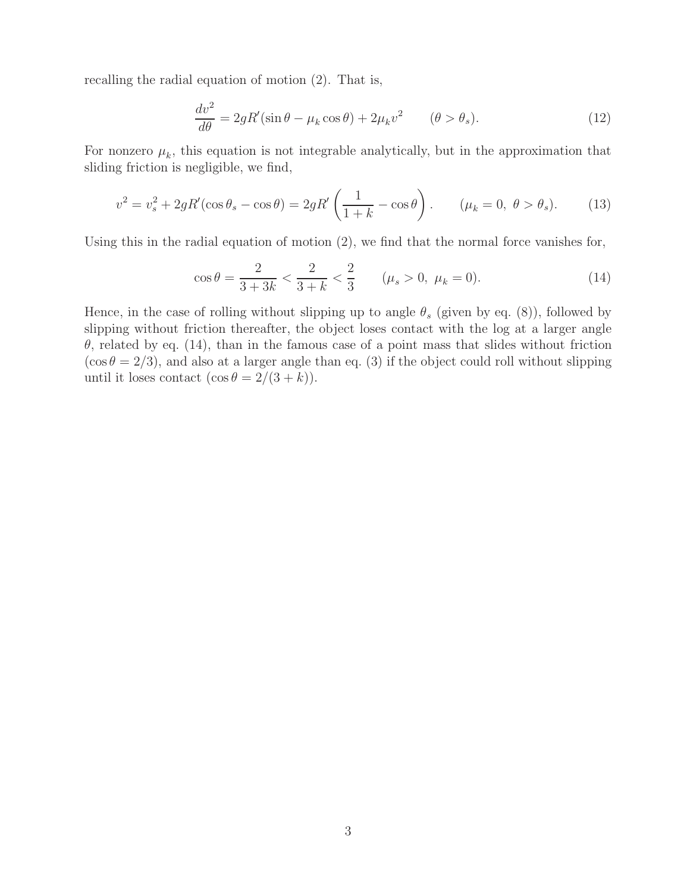recalling the radial equation of motion (2). That is,

$$\frac{dv^2}{d\theta} = 2gR'(\sin\theta - \mu_k \cos\theta) + 2\mu_k v^2 \qquad (\theta > \theta_s). \tag{12}$$

For nonzero $\mu_k$, this equation is not integrable analytically, but in the approximation that sliding friction is negligible, we find,

$$v^2 = v_s^2 + 2gR'(\cos\theta_s - \cos\theta) = 2gR'\left(\frac{1}{1+k} - \cos\theta\right). \qquad (\mu_k = 0,\ \theta > \theta_s). \tag{13}$$

Using this in the radial equation of motion (2), we find that the normal force vanishes for,

$$\cos\theta = \frac{2}{3+3k} < \frac{2}{3+k} < \frac{2}{3} \qquad (\mu_s > 0,\ \mu_k = 0). \tag{14}$$

Hence, in the case of rolling without slipping up to angle $\theta_s$ (given by eq. (8)), followed by slipping without friction thereafter, the object loses contact with the log at a larger angle $\theta$, related by eq. (14), than in the famous case of a point mass that slides without friction ($\cos\theta = 2/3$), and also at a larger angle than eq. (3) if the object could roll without slipping until it loses contact ($\cos\theta = 2/(3+k)$).